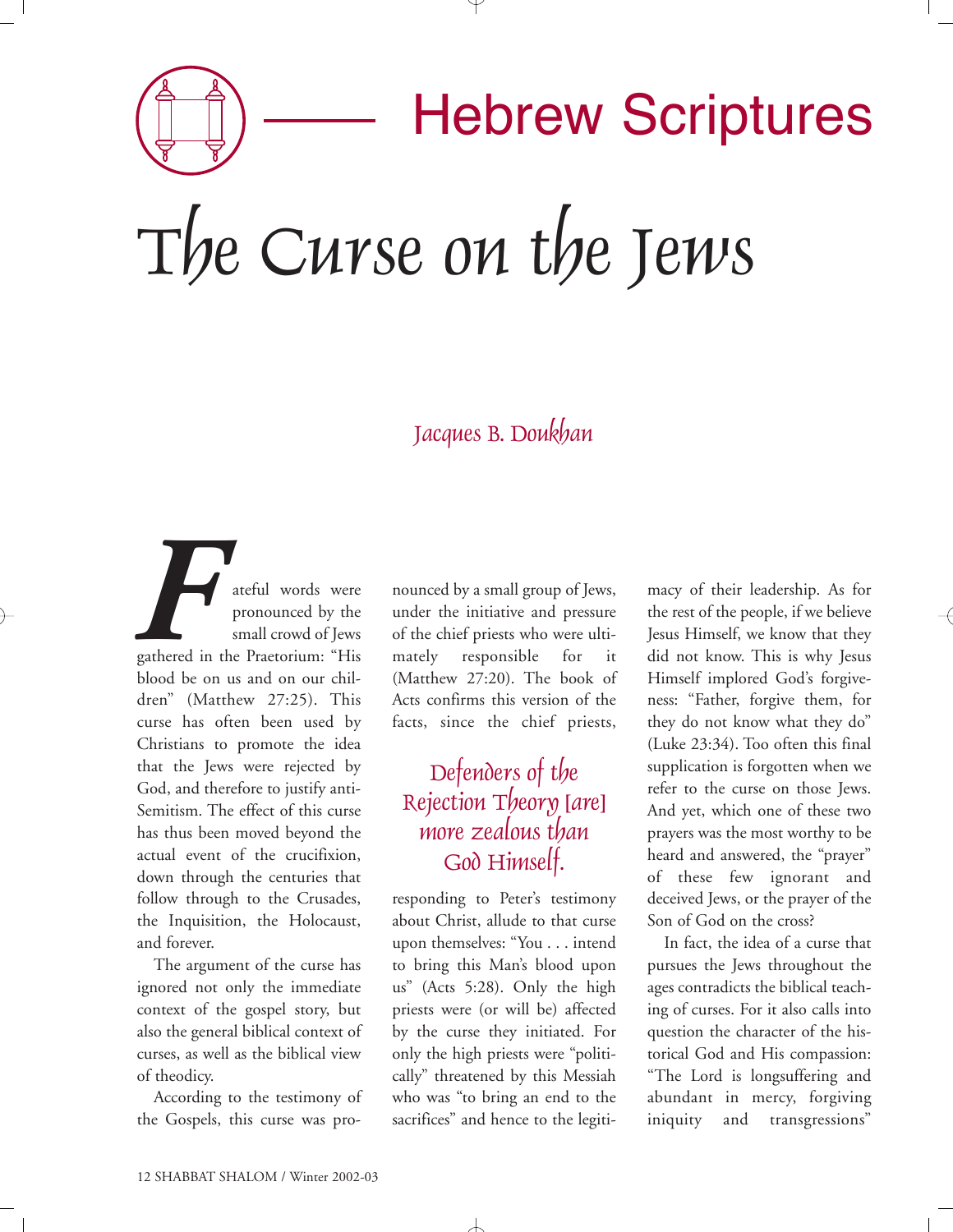Hebrew Scriptures

# The Curse on the Jews

*Jacques B. Doukhan*

Fateful words were pronounced by the small crowd of Jews gathered in the Praetorium: "His blood be on us and on our children" (Matthew 27:25). This curse has often been used by Christians to promote the idea that the Jews were rejected by God, and therefore to justify anti-Semitism. The effect of this curse has thus been moved beyond the actual event of the crucifixion, down through the centuries that follow through to the Crusades, the Inquisition, the Holocaust, and forever.

The argument of the curse has ignored not only the immediate context of the gospel story, but also the general biblical context of curses, as well as the biblical view of theodicy.

According to the testimony of the Gospels, this curse was pronounced by a small group of Jews, under the initiative and pressure of the chief priests who were ultimately responsible for it (Matthew 27:20). The book of Acts confirms this version of the facts, since the chief priests, responding to Peter's testimony about Christ, allude to that curse upon themselves: "You . . . intend to bring this Man's blood upon us" (Acts 5:28). Only the high priests were (or will be) affected by the curse they initiated. For only the high priests were "politically" threatened by this Messiah who was "to bring an end to the sacrifices" and hence to the legitimacy of their leadership. As for the rest of the people, if we believe Jesus Himself, we know that they did not know. This is why Jesus Himself implored God's forgiveness: "Father, forgive them, for they do not know what they do" (Luke 23:34). Too often this final supplication is forgotten when we refer to the curse on those Jews. And yet, which one of these two prayers was the most worthy to be heard and answered, the "prayer" of these few ignorant and deceived Jews, or the prayer of the Son of God on the cross?

> *Defenders of the Rejection Theory [are] more zealous than God Himself.*

In fact, the idea of a curse that pursues the Jews throughout the ages contradicts the biblical teaching of curses. For it also calls into question the character of the historical God and His compassion: "The Lord is longsuffering and abundant in mercy, forgiving iniquity and transgressions"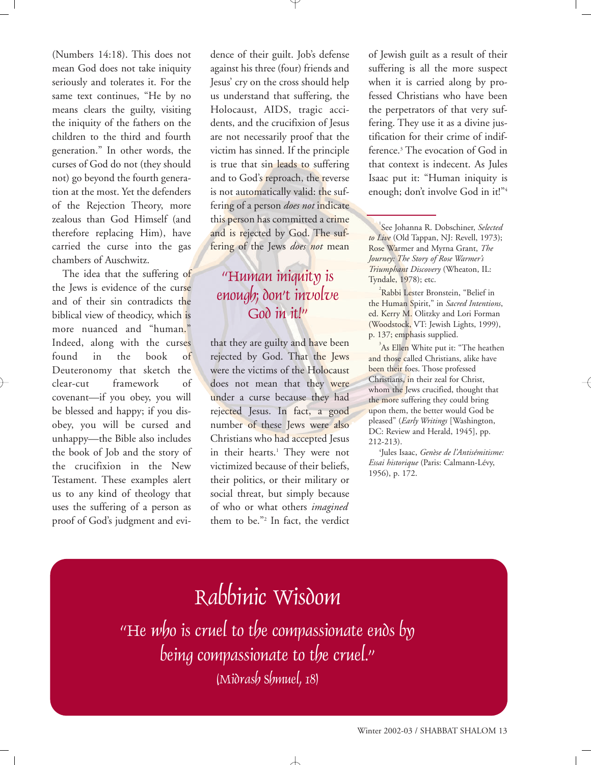(Numbers 14:18). This does not mean God does not take iniquity seriously and tolerates it. For the same text continues, "He by no means clears the guilty, visiting the iniquity of the fathers on the children to the third and fourth generation." In other words, the curses of God do not (they should not) go beyond the fourth generation at the most. Yet the defenders of the Rejection Theory, more zealous than God Himself (and therefore replacing Him), have carried the curse into the gas chambers of Auschwitz.

The idea that the suffering of the Jews is evidence of the curse and of their sin contradicts the biblical view of theodicy, which is more nuanced and "human." Indeed, along with the curses found in the book of Deuteronomy that sketch the clear-cut framework of covenant—if you obey, you will be blessed and happy; if you disobey, you will be cursed and unhappy—the Bible also includes the book of Job and the story of the crucifixion in the New Testament. These examples alert us to any kind of theology that uses the suffering of a person as proof of God's judgment and evidence of their guilt. Job's defense against his three (four) friends and Jesus' cry on the cross should help us understand that suffering, the Holocaust, AIDS, tragic accidents, and the crucifixion of Jesus are not necessarily proof that the victim has sinned. If the principle is true that sin leads to suffering and to God's reproach, the reverse is not automatically valid: the suffering of a person *does not* indicate this person has committed a crime and is rejected by God. The suffering of the Jews *does not* mean that they are guilty and have been rejected by God. That the Jews were the victims of the Holocaust does not mean that they were under a curse because they had rejected Jesus. In fact, a good number of these Jews were also Christians who had accepted Jesus in their hearts.[1] They were not victimized because of their beliefs, their politics, or their military or social threat, but simply because of who or what others *imagined* them to be."[2] In fact, the verdict of Jewish guilt as a result of their suffering is all the more suspect when it is carried along by professed Christians who have been the perpetrators of that very suffering. They use it as a divine justification for their crime of indifference.[3] The evocation of God in that context is indecent. As Jules Isaac put it: "Human iniquity is enough; don't involve God in it!"[4]

> "Human iniquity is enough; don't involve God in it!"

---

[1] See Johanna R. Dobschiner, *Selected to Live* (Old Tappan, NJ: Revell, 1973); Rose Warmer and Myrna Grant, *The Journey: The Story of Rose Warmer's Triumphant Discovery* (Wheaton, IL: Tyndale, 1978); etc.

[2] Rabbi Lester Bronstein, "Belief in the Human Spirit," in *Sacred Intentions*, ed. Kerry M. Olitzky and Lori Forman (Woodstock, VT: Jewish Lights, 1999), p. 137; emphasis supplied.

[3] As Ellen White put it: "The heathen and those called Christians, alike have been their foes. Those professed Christians, in their zeal for Christ, whom the Jews crucified, thought that the more suffering they could bring upon them, the better would God be pleased" (*Early Writings* [Washington, DC: Review and Herald, 1945], pp. 212-213).

[4] Jules Isaac, *Genèse de l'Antisémitisme: Essai historique* (Paris: Calmann-Lévy, 1956), p. 172.

## Rabbinic Wisdom

"He who is cruel to the compassionate ends by being compassionate to the cruel."

(Midrash Shmuel, 18)